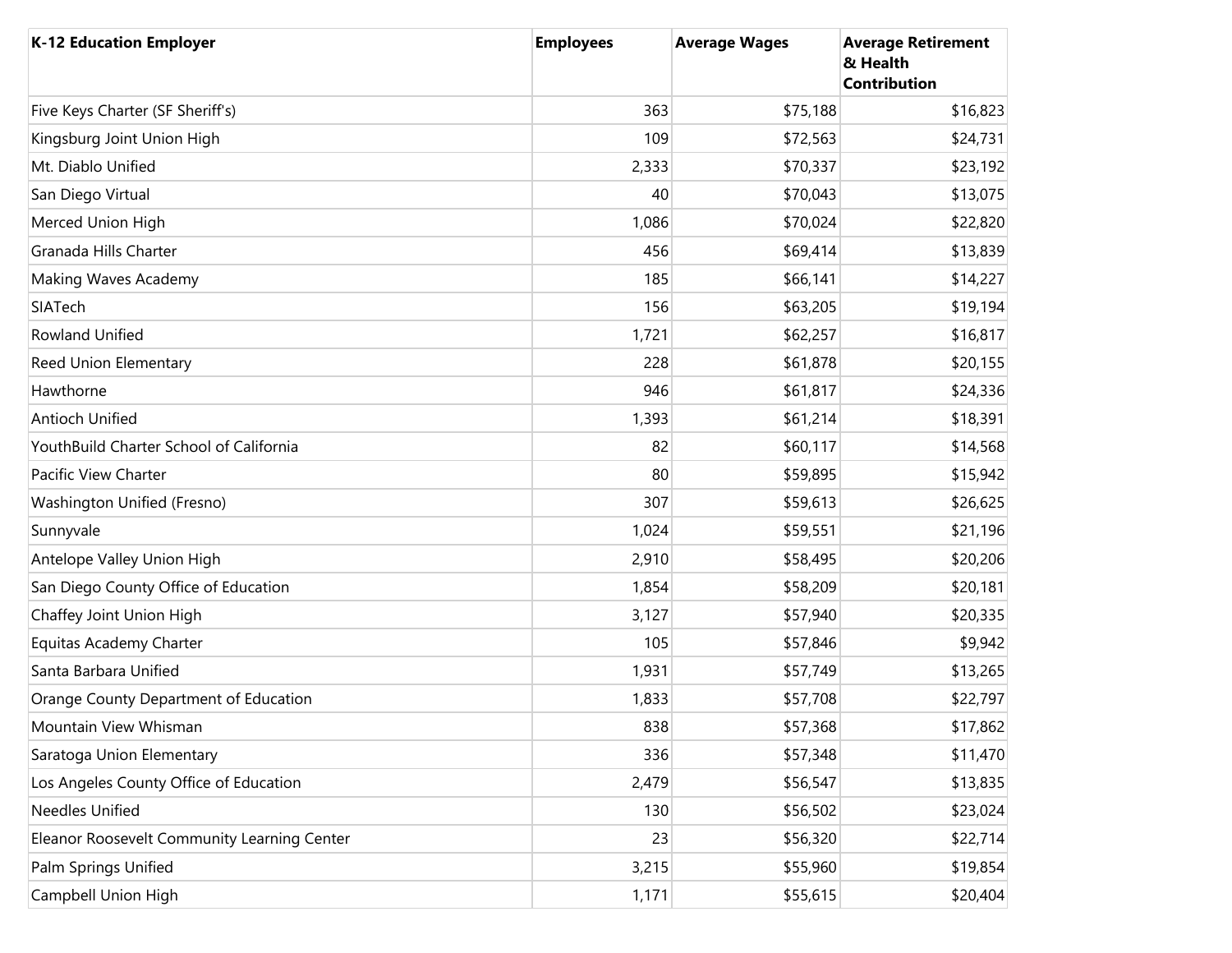| K-12 Education Employer | Employees | Average Wages | Average Retirement & Health Contribution |
|---|---|---|---|
| Five Keys Charter (SF Sheriff's) | 363 | $75,188 | $16,823 |
| Kingsburg Joint Union High | 109 | $72,563 | $24,731 |
| Mt. Diablo Unified | 2,333 | $70,337 | $23,192 |
| San Diego Virtual | 40 | $70,043 | $13,075 |
| Merced Union High | 1,086 | $70,024 | $22,820 |
| Granada Hills Charter | 456 | $69,414 | $13,839 |
| Making Waves Academy | 185 | $66,141 | $14,227 |
| SIATech | 156 | $63,205 | $19,194 |
| Rowland Unified | 1,721 | $62,257 | $16,817 |
| Reed Union Elementary | 228 | $61,878 | $20,155 |
| Hawthorne | 946 | $61,817 | $24,336 |
| Antioch Unified | 1,393 | $61,214 | $18,391 |
| YouthBuild Charter School of California | 82 | $60,117 | $14,568 |
| Pacific View Charter | 80 | $59,895 | $15,942 |
| Washington Unified (Fresno) | 307 | $59,613 | $26,625 |
| Sunnyvale | 1,024 | $59,551 | $21,196 |
| Antelope Valley Union High | 2,910 | $58,495 | $20,206 |
| San Diego County Office of Education | 1,854 | $58,209 | $20,181 |
| Chaffey Joint Union High | 3,127 | $57,940 | $20,335 |
| Equitas Academy Charter | 105 | $57,846 | $9,942 |
| Santa Barbara Unified | 1,931 | $57,749 | $13,265 |
| Orange County Department of Education | 1,833 | $57,708 | $22,797 |
| Mountain View Whisman | 838 | $57,368 | $17,862 |
| Saratoga Union Elementary | 336 | $57,348 | $11,470 |
| Los Angeles County Office of Education | 2,479 | $56,547 | $13,835 |
| Needles Unified | 130 | $56,502 | $23,024 |
| Eleanor Roosevelt Community Learning Center | 23 | $56,320 | $22,714 |
| Palm Springs Unified | 3,215 | $55,960 | $19,854 |
| Campbell Union High | 1,171 | $55,615 | $20,404 |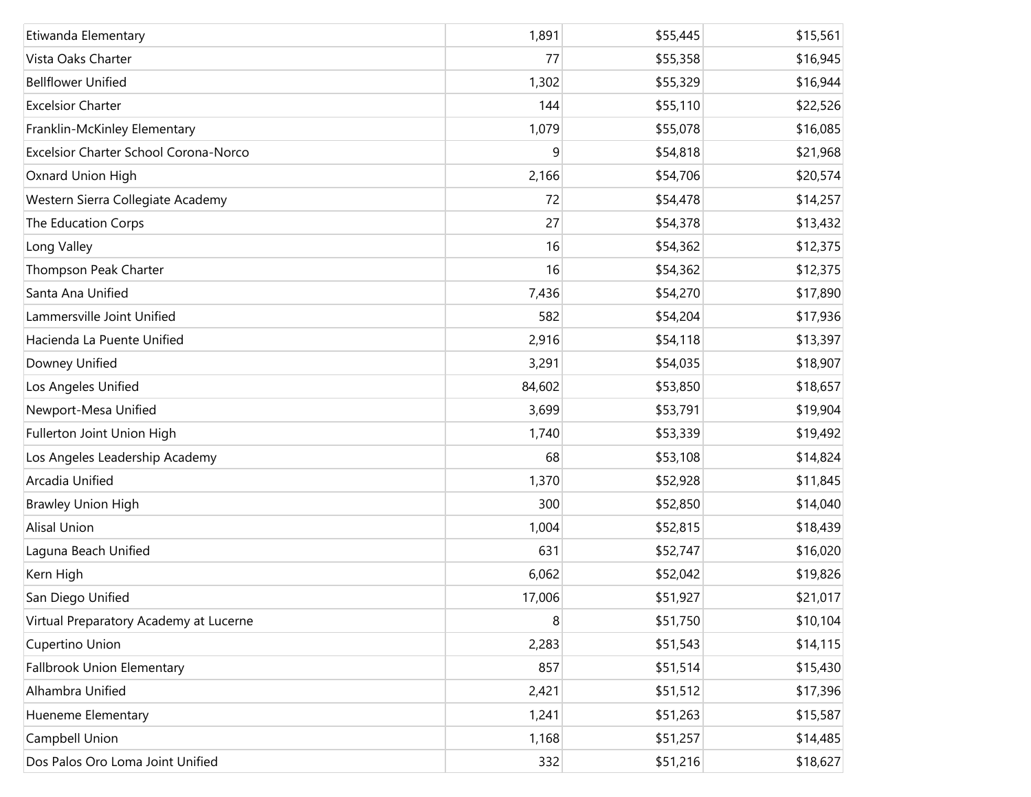| | | | |
|---|---|---|---|
| Etiwanda Elementary | 1,891 | $55,445 | $15,561 |
| Vista Oaks Charter | 77 | $55,358 | $16,945 |
| Bellflower Unified | 1,302 | $55,329 | $16,944 |
| Excelsior Charter | 144 | $55,110 | $22,526 |
| Franklin-McKinley Elementary | 1,079 | $55,078 | $16,085 |
| Excelsior Charter School Corona-Norco | 9 | $54,818 | $21,968 |
| Oxnard Union High | 2,166 | $54,706 | $20,574 |
| Western Sierra Collegiate Academy | 72 | $54,478 | $14,257 |
| The Education Corps | 27 | $54,378 | $13,432 |
| Long Valley | 16 | $54,362 | $12,375 |
| Thompson Peak Charter | 16 | $54,362 | $12,375 |
| Santa Ana Unified | 7,436 | $54,270 | $17,890 |
| Lammersville Joint Unified | 582 | $54,204 | $17,936 |
| Hacienda La Puente Unified | 2,916 | $54,118 | $13,397 |
| Downey Unified | 3,291 | $54,035 | $18,907 |
| Los Angeles Unified | 84,602 | $53,850 | $18,657 |
| Newport-Mesa Unified | 3,699 | $53,791 | $19,904 |
| Fullerton Joint Union High | 1,740 | $53,339 | $19,492 |
| Los Angeles Leadership Academy | 68 | $53,108 | $14,824 |
| Arcadia Unified | 1,370 | $52,928 | $11,845 |
| Brawley Union High | 300 | $52,850 | $14,040 |
| Alisal Union | 1,004 | $52,815 | $18,439 |
| Laguna Beach Unified | 631 | $52,747 | $16,020 |
| Kern High | 6,062 | $52,042 | $19,826 |
| San Diego Unified | 17,006 | $51,927 | $21,017 |
| Virtual Preparatory Academy at Lucerne | 8 | $51,750 | $10,104 |
| Cupertino Union | 2,283 | $51,543 | $14,115 |
| Fallbrook Union Elementary | 857 | $51,514 | $15,430 |
| Alhambra Unified | 2,421 | $51,512 | $17,396 |
| Hueneme Elementary | 1,241 | $51,263 | $15,587 |
| Campbell Union | 1,168 | $51,257 | $14,485 |
| Dos Palos Oro Loma Joint Unified | 332 | $51,216 | $18,627 |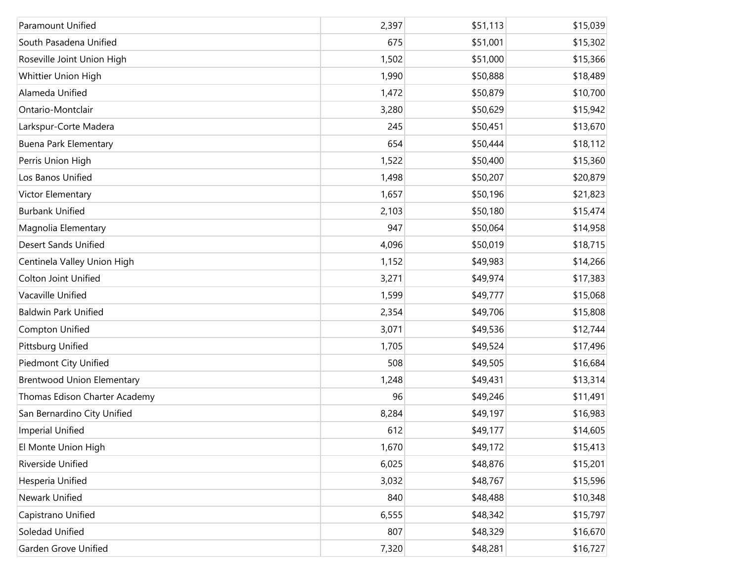| | | | |
|---|---|---|---|
| Paramount Unified | 2,397 | $51,113 | $15,039 |
| South Pasadena Unified | 675 | $51,001 | $15,302 |
| Roseville Joint Union High | 1,502 | $51,000 | $15,366 |
| Whittier Union High | 1,990 | $50,888 | $18,489 |
| Alameda Unified | 1,472 | $50,879 | $10,700 |
| Ontario-Montclair | 3,280 | $50,629 | $15,942 |
| Larkspur-Corte Madera | 245 | $50,451 | $13,670 |
| Buena Park Elementary | 654 | $50,444 | $18,112 |
| Perris Union High | 1,522 | $50,400 | $15,360 |
| Los Banos Unified | 1,498 | $50,207 | $20,879 |
| Victor Elementary | 1,657 | $50,196 | $21,823 |
| Burbank Unified | 2,103 | $50,180 | $15,474 |
| Magnolia Elementary | 947 | $50,064 | $14,958 |
| Desert Sands Unified | 4,096 | $50,019 | $18,715 |
| Centinela Valley Union High | 1,152 | $49,983 | $14,266 |
| Colton Joint Unified | 3,271 | $49,974 | $17,383 |
| Vacaville Unified | 1,599 | $49,777 | $15,068 |
| Baldwin Park Unified | 2,354 | $49,706 | $15,808 |
| Compton Unified | 3,071 | $49,536 | $12,744 |
| Pittsburg Unified | 1,705 | $49,524 | $17,496 |
| Piedmont City Unified | 508 | $49,505 | $16,684 |
| Brentwood Union Elementary | 1,248 | $49,431 | $13,314 |
| Thomas Edison Charter Academy | 96 | $49,246 | $11,491 |
| San Bernardino City Unified | 8,284 | $49,197 | $16,983 |
| Imperial Unified | 612 | $49,177 | $14,605 |
| El Monte Union High | 1,670 | $49,172 | $15,413 |
| Riverside Unified | 6,025 | $48,876 | $15,201 |
| Hesperia Unified | 3,032 | $48,767 | $15,596 |
| Newark Unified | 840 | $48,488 | $10,348 |
| Capistrano Unified | 6,555 | $48,342 | $15,797 |
| Soledad Unified | 807 | $48,329 | $16,670 |
| Garden Grove Unified | 7,320 | $48,281 | $16,727 |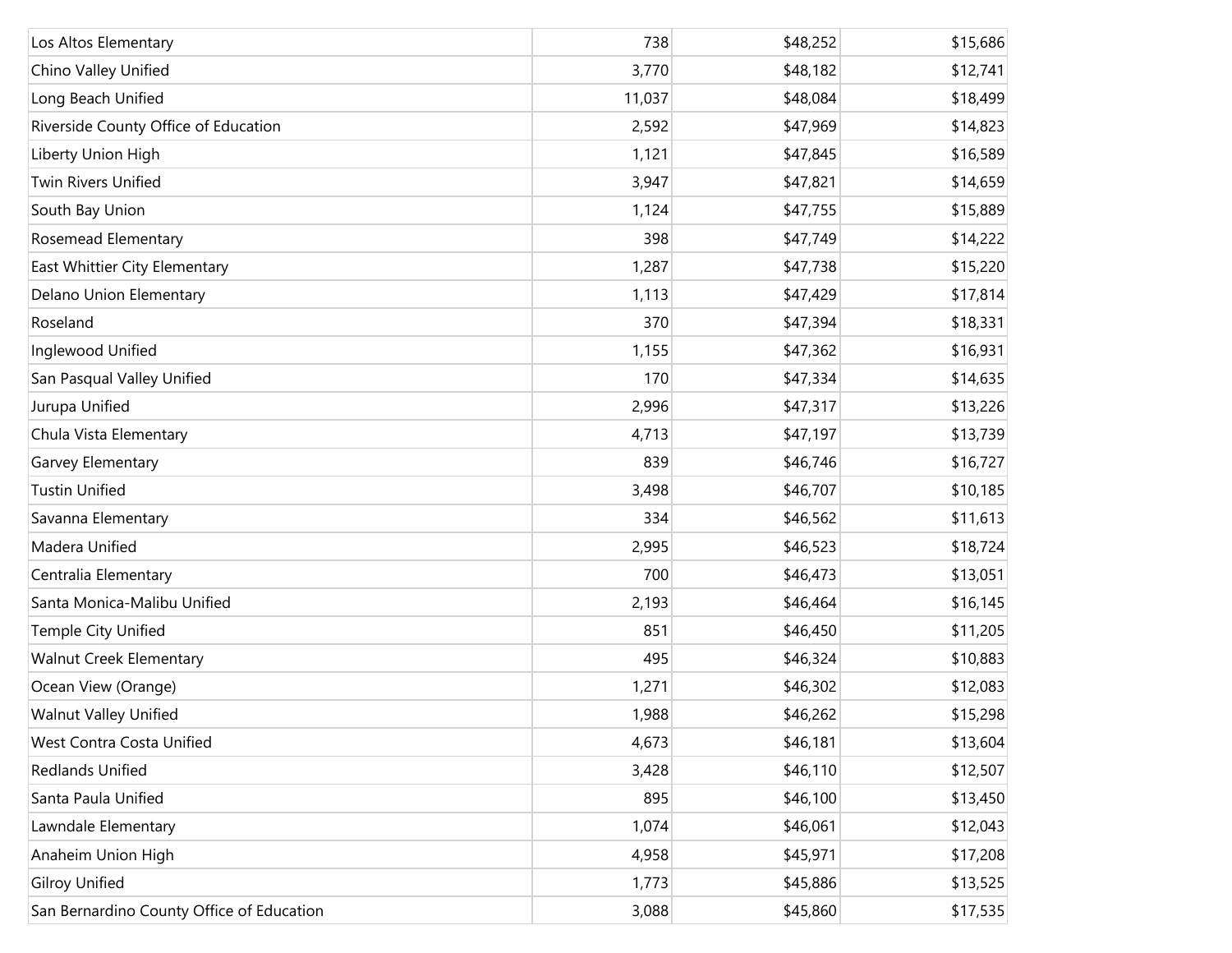| | | | |
|---|---|---|---|
| Los Altos Elementary | 738 | $48,252 | $15,686 |
| Chino Valley Unified | 3,770 | $48,182 | $12,741 |
| Long Beach Unified | 11,037 | $48,084 | $18,499 |
| Riverside County Office of Education | 2,592 | $47,969 | $14,823 |
| Liberty Union High | 1,121 | $47,845 | $16,589 |
| Twin Rivers Unified | 3,947 | $47,821 | $14,659 |
| South Bay Union | 1,124 | $47,755 | $15,889 |
| Rosemead Elementary | 398 | $47,749 | $14,222 |
| East Whittier City Elementary | 1,287 | $47,738 | $15,220 |
| Delano Union Elementary | 1,113 | $47,429 | $17,814 |
| Roseland | 370 | $47,394 | $18,331 |
| Inglewood Unified | 1,155 | $47,362 | $16,931 |
| San Pasqual Valley Unified | 170 | $47,334 | $14,635 |
| Jurupa Unified | 2,996 | $47,317 | $13,226 |
| Chula Vista Elementary | 4,713 | $47,197 | $13,739 |
| Garvey Elementary | 839 | $46,746 | $16,727 |
| Tustin Unified | 3,498 | $46,707 | $10,185 |
| Savanna Elementary | 334 | $46,562 | $11,613 |
| Madera Unified | 2,995 | $46,523 | $18,724 |
| Centralia Elementary | 700 | $46,473 | $13,051 |
| Santa Monica-Malibu Unified | 2,193 | $46,464 | $16,145 |
| Temple City Unified | 851 | $46,450 | $11,205 |
| Walnut Creek Elementary | 495 | $46,324 | $10,883 |
| Ocean View (Orange) | 1,271 | $46,302 | $12,083 |
| Walnut Valley Unified | 1,988 | $46,262 | $15,298 |
| West Contra Costa Unified | 4,673 | $46,181 | $13,604 |
| Redlands Unified | 3,428 | $46,110 | $12,507 |
| Santa Paula Unified | 895 | $46,100 | $13,450 |
| Lawndale Elementary | 1,074 | $46,061 | $12,043 |
| Anaheim Union High | 4,958 | $45,971 | $17,208 |
| Gilroy Unified | 1,773 | $45,886 | $13,525 |
| San Bernardino County Office of Education | 3,088 | $45,860 | $17,535 |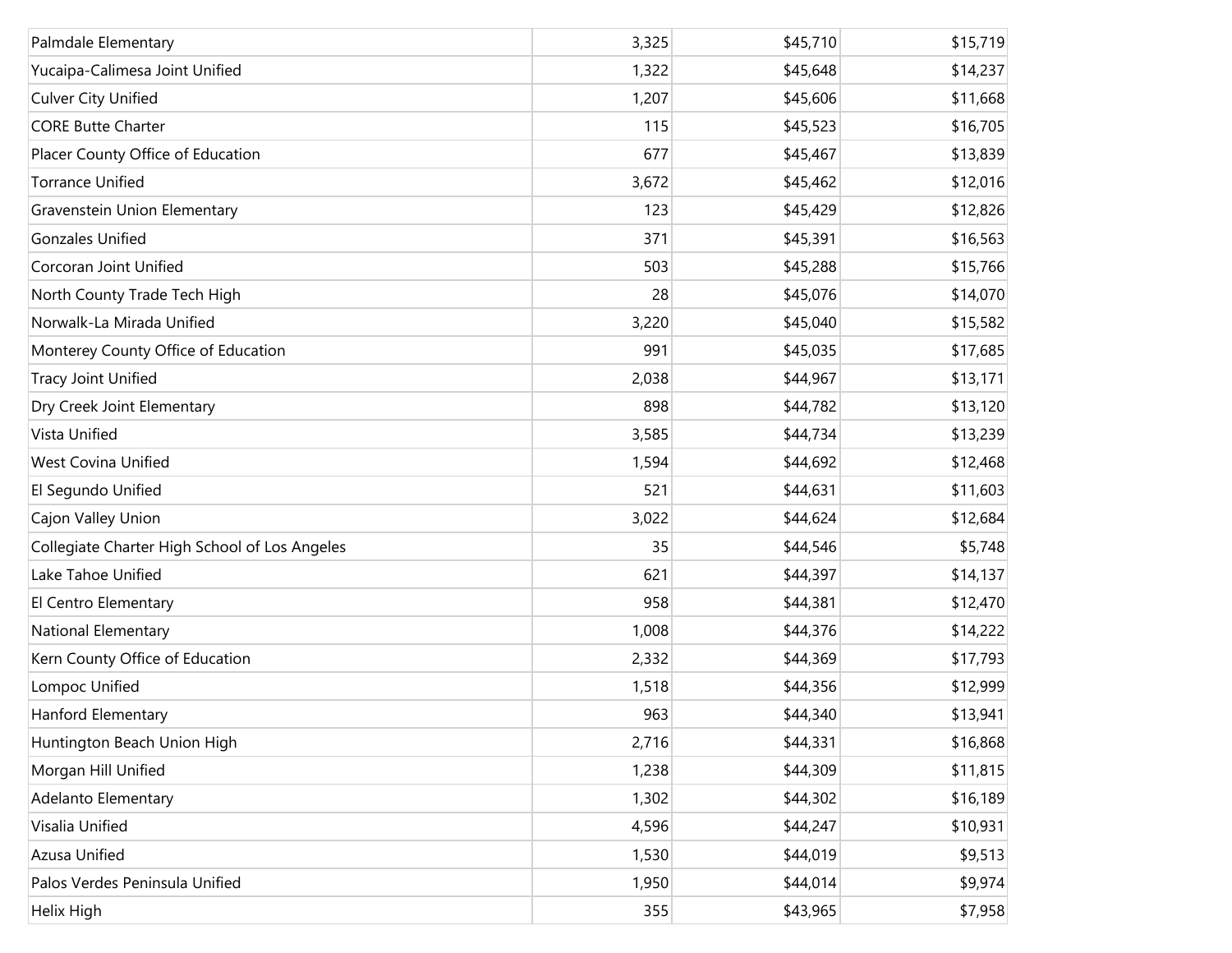| | | | |
|---|---|---|---|
| Palmdale Elementary | 3,325 | $45,710 | $15,719 |
| Yucaipa-Calimesa Joint Unified | 1,322 | $45,648 | $14,237 |
| Culver City Unified | 1,207 | $45,606 | $11,668 |
| CORE Butte Charter | 115 | $45,523 | $16,705 |
| Placer County Office of Education | 677 | $45,467 | $13,839 |
| Torrance Unified | 3,672 | $45,462 | $12,016 |
| Gravenstein Union Elementary | 123 | $45,429 | $12,826 |
| Gonzales Unified | 371 | $45,391 | $16,563 |
| Corcoran Joint Unified | 503 | $45,288 | $15,766 |
| North County Trade Tech High | 28 | $45,076 | $14,070 |
| Norwalk-La Mirada Unified | 3,220 | $45,040 | $15,582 |
| Monterey County Office of Education | 991 | $45,035 | $17,685 |
| Tracy Joint Unified | 2,038 | $44,967 | $13,171 |
| Dry Creek Joint Elementary | 898 | $44,782 | $13,120 |
| Vista Unified | 3,585 | $44,734 | $13,239 |
| West Covina Unified | 1,594 | $44,692 | $12,468 |
| El Segundo Unified | 521 | $44,631 | $11,603 |
| Cajon Valley Union | 3,022 | $44,624 | $12,684 |
| Collegiate Charter High School of Los Angeles | 35 | $44,546 | $5,748 |
| Lake Tahoe Unified | 621 | $44,397 | $14,137 |
| El Centro Elementary | 958 | $44,381 | $12,470 |
| National Elementary | 1,008 | $44,376 | $14,222 |
| Kern County Office of Education | 2,332 | $44,369 | $17,793 |
| Lompoc Unified | 1,518 | $44,356 | $12,999 |
| Hanford Elementary | 963 | $44,340 | $13,941 |
| Huntington Beach Union High | 2,716 | $44,331 | $16,868 |
| Morgan Hill Unified | 1,238 | $44,309 | $11,815 |
| Adelanto Elementary | 1,302 | $44,302 | $16,189 |
| Visalia Unified | 4,596 | $44,247 | $10,931 |
| Azusa Unified | 1,530 | $44,019 | $9,513 |
| Palos Verdes Peninsula Unified | 1,950 | $44,014 | $9,974 |
| Helix High | 355 | $43,965 | $7,958 |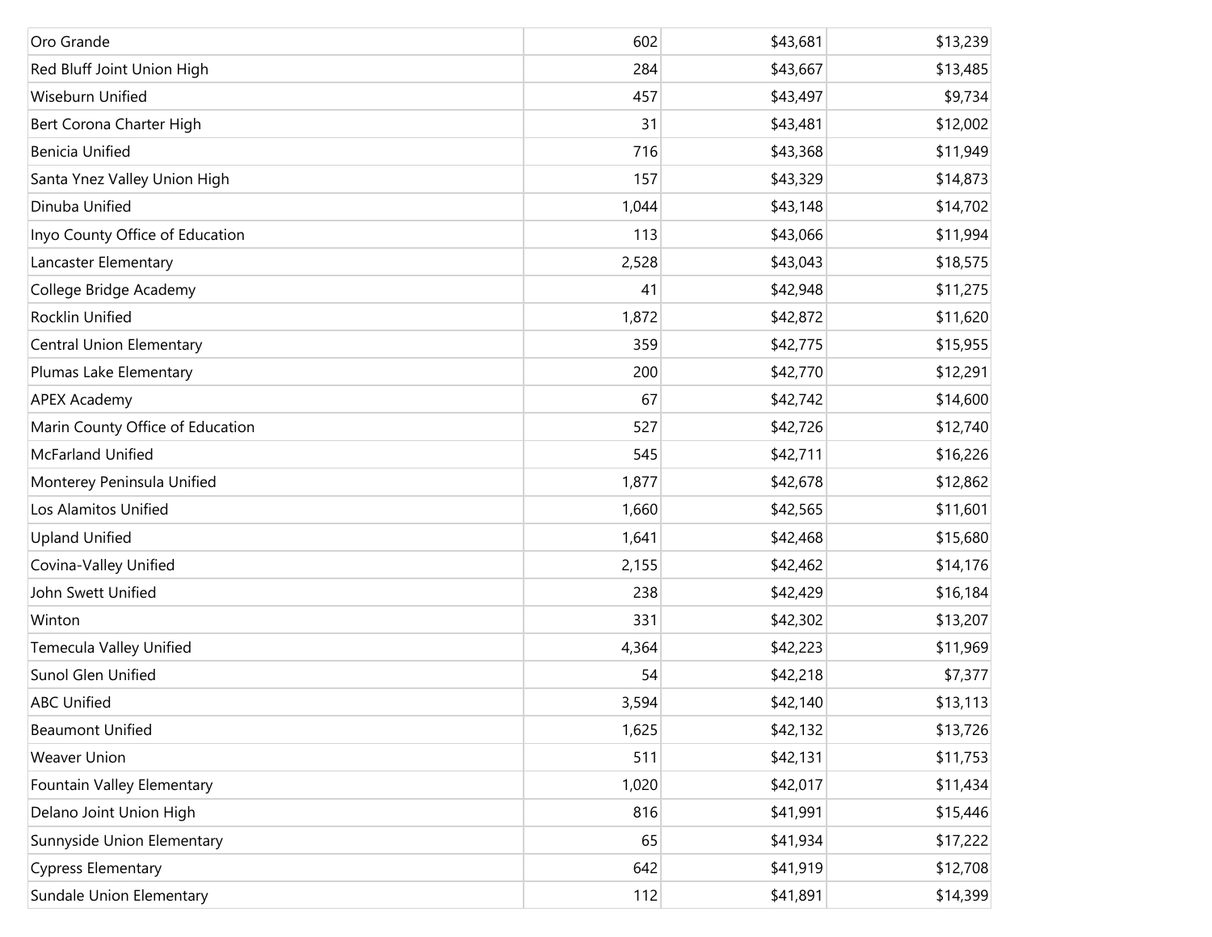| | | | |
|---|---|---|---|
| Oro Grande | 602 | $43,681 | $13,239 |
| Red Bluff Joint Union High | 284 | $43,667 | $13,485 |
| Wiseburn Unified | 457 | $43,497 | $9,734 |
| Bert Corona Charter High | 31 | $43,481 | $12,002 |
| Benicia Unified | 716 | $43,368 | $11,949 |
| Santa Ynez Valley Union High | 157 | $43,329 | $14,873 |
| Dinuba Unified | 1,044 | $43,148 | $14,702 |
| Inyo County Office of Education | 113 | $43,066 | $11,994 |
| Lancaster Elementary | 2,528 | $43,043 | $18,575 |
| College Bridge Academy | 41 | $42,948 | $11,275 |
| Rocklin Unified | 1,872 | $42,872 | $11,620 |
| Central Union Elementary | 359 | $42,775 | $15,955 |
| Plumas Lake Elementary | 200 | $42,770 | $12,291 |
| APEX Academy | 67 | $42,742 | $14,600 |
| Marin County Office of Education | 527 | $42,726 | $12,740 |
| McFarland Unified | 545 | $42,711 | $16,226 |
| Monterey Peninsula Unified | 1,877 | $42,678 | $12,862 |
| Los Alamitos Unified | 1,660 | $42,565 | $11,601 |
| Upland Unified | 1,641 | $42,468 | $15,680 |
| Covina-Valley Unified | 2,155 | $42,462 | $14,176 |
| John Swett Unified | 238 | $42,429 | $16,184 |
| Winton | 331 | $42,302 | $13,207 |
| Temecula Valley Unified | 4,364 | $42,223 | $11,969 |
| Sunol Glen Unified | 54 | $42,218 | $7,377 |
| ABC Unified | 3,594 | $42,140 | $13,113 |
| Beaumont Unified | 1,625 | $42,132 | $13,726 |
| Weaver Union | 511 | $42,131 | $11,753 |
| Fountain Valley Elementary | 1,020 | $42,017 | $11,434 |
| Delano Joint Union High | 816 | $41,991 | $15,446 |
| Sunnyside Union Elementary | 65 | $41,934 | $17,222 |
| Cypress Elementary | 642 | $41,919 | $12,708 |
| Sundale Union Elementary | 112 | $41,891 | $14,399 |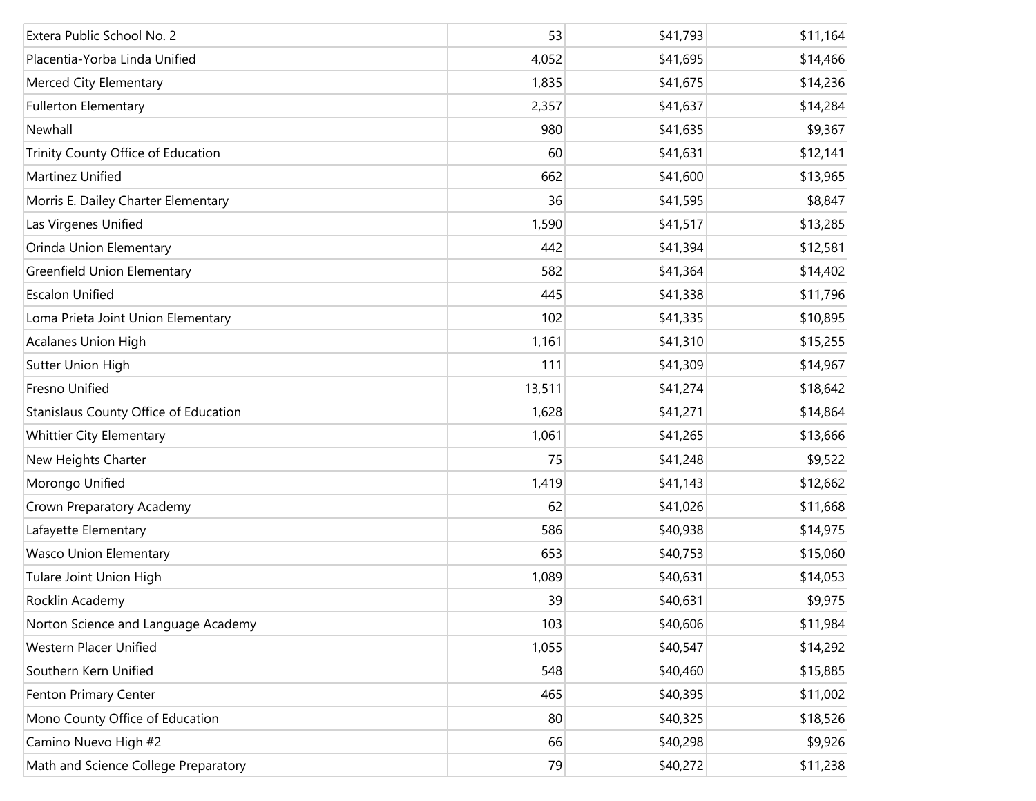| | | | |
|---|---|---|---|
| Extera Public School No. 2 | 53 | $41,793 | $11,164 |
| Placentia-Yorba Linda Unified | 4,052 | $41,695 | $14,466 |
| Merced City Elementary | 1,835 | $41,675 | $14,236 |
| Fullerton Elementary | 2,357 | $41,637 | $14,284 |
| Newhall | 980 | $41,635 | $9,367 |
| Trinity County Office of Education | 60 | $41,631 | $12,141 |
| Martinez Unified | 662 | $41,600 | $13,965 |
| Morris E. Dailey Charter Elementary | 36 | $41,595 | $8,847 |
| Las Virgenes Unified | 1,590 | $41,517 | $13,285 |
| Orinda Union Elementary | 442 | $41,394 | $12,581 |
| Greenfield Union Elementary | 582 | $41,364 | $14,402 |
| Escalon Unified | 445 | $41,338 | $11,796 |
| Loma Prieta Joint Union Elementary | 102 | $41,335 | $10,895 |
| Acalanes Union High | 1,161 | $41,310 | $15,255 |
| Sutter Union High | 111 | $41,309 | $14,967 |
| Fresno Unified | 13,511 | $41,274 | $18,642 |
| Stanislaus County Office of Education | 1,628 | $41,271 | $14,864 |
| Whittier City Elementary | 1,061 | $41,265 | $13,666 |
| New Heights Charter | 75 | $41,248 | $9,522 |
| Morongo Unified | 1,419 | $41,143 | $12,662 |
| Crown Preparatory Academy | 62 | $41,026 | $11,668 |
| Lafayette Elementary | 586 | $40,938 | $14,975 |
| Wasco Union Elementary | 653 | $40,753 | $15,060 |
| Tulare Joint Union High | 1,089 | $40,631 | $14,053 |
| Rocklin Academy | 39 | $40,631 | $9,975 |
| Norton Science and Language Academy | 103 | $40,606 | $11,984 |
| Western Placer Unified | 1,055 | $40,547 | $14,292 |
| Southern Kern Unified | 548 | $40,460 | $15,885 |
| Fenton Primary Center | 465 | $40,395 | $11,002 |
| Mono County Office of Education | 80 | $40,325 | $18,526 |
| Camino Nuevo High #2 | 66 | $40,298 | $9,926 |
| Math and Science College Preparatory | 79 | $40,272 | $11,238 |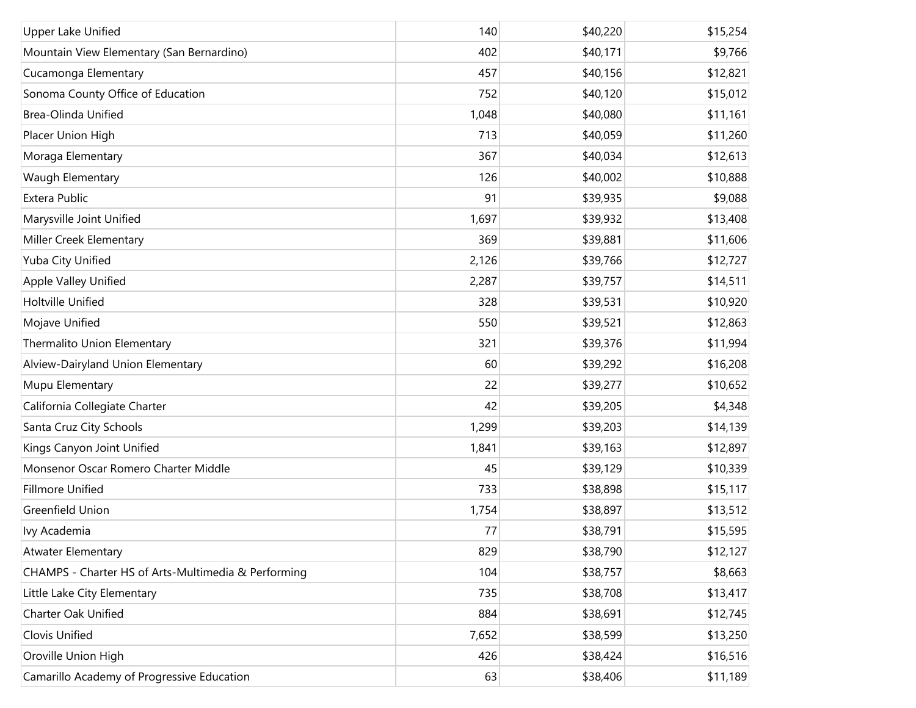| | | | |
|---|---|---|---|
| Upper Lake Unified | 140 | $40,220 | $15,254 |
| Mountain View Elementary (San Bernardino) | 402 | $40,171 | $9,766 |
| Cucamonga Elementary | 457 | $40,156 | $12,821 |
| Sonoma County Office of Education | 752 | $40,120 | $15,012 |
| Brea-Olinda Unified | 1,048 | $40,080 | $11,161 |
| Placer Union High | 713 | $40,059 | $11,260 |
| Moraga Elementary | 367 | $40,034 | $12,613 |
| Waugh Elementary | 126 | $40,002 | $10,888 |
| Extera Public | 91 | $39,935 | $9,088 |
| Marysville Joint Unified | 1,697 | $39,932 | $13,408 |
| Miller Creek Elementary | 369 | $39,881 | $11,606 |
| Yuba City Unified | 2,126 | $39,766 | $12,727 |
| Apple Valley Unified | 2,287 | $39,757 | $14,511 |
| Holtville Unified | 328 | $39,531 | $10,920 |
| Mojave Unified | 550 | $39,521 | $12,863 |
| Thermalito Union Elementary | 321 | $39,376 | $11,994 |
| Alview-Dairyland Union Elementary | 60 | $39,292 | $16,208 |
| Mupu Elementary | 22 | $39,277 | $10,652 |
| California Collegiate Charter | 42 | $39,205 | $4,348 |
| Santa Cruz City Schools | 1,299 | $39,203 | $14,139 |
| Kings Canyon Joint Unified | 1,841 | $39,163 | $12,897 |
| Monsenor Oscar Romero Charter Middle | 45 | $39,129 | $10,339 |
| Fillmore Unified | 733 | $38,898 | $15,117 |
| Greenfield Union | 1,754 | $38,897 | $13,512 |
| Ivy Academia | 77 | $38,791 | $15,595 |
| Atwater Elementary | 829 | $38,790 | $12,127 |
| CHAMPS - Charter HS of Arts-Multimedia & Performing | 104 | $38,757 | $8,663 |
| Little Lake City Elementary | 735 | $38,708 | $13,417 |
| Charter Oak Unified | 884 | $38,691 | $12,745 |
| Clovis Unified | 7,652 | $38,599 | $13,250 |
| Oroville Union High | 426 | $38,424 | $16,516 |
| Camarillo Academy of Progressive Education | 63 | $38,406 | $11,189 |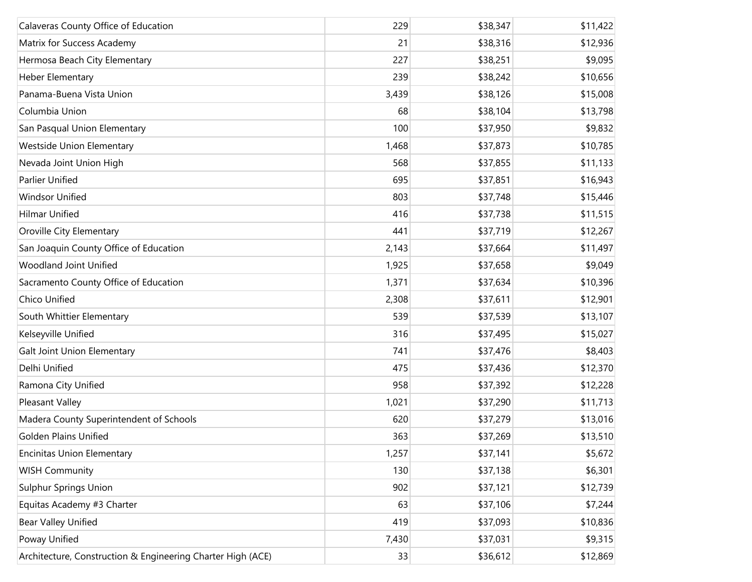| | | | |
|---|---|---|---|
| Calaveras County Office of Education | 229 | $38,347 | $11,422 |
| Matrix for Success Academy | 21 | $38,316 | $12,936 |
| Hermosa Beach City Elementary | 227 | $38,251 | $9,095 |
| Heber Elementary | 239 | $38,242 | $10,656 |
| Panama-Buena Vista Union | 3,439 | $38,126 | $15,008 |
| Columbia Union | 68 | $38,104 | $13,798 |
| San Pasqual Union Elementary | 100 | $37,950 | $9,832 |
| Westside Union Elementary | 1,468 | $37,873 | $10,785 |
| Nevada Joint Union High | 568 | $37,855 | $11,133 |
| Parlier Unified | 695 | $37,851 | $16,943 |
| Windsor Unified | 803 | $37,748 | $15,446 |
| Hilmar Unified | 416 | $37,738 | $11,515 |
| Oroville City Elementary | 441 | $37,719 | $12,267 |
| San Joaquin County Office of Education | 2,143 | $37,664 | $11,497 |
| Woodland Joint Unified | 1,925 | $37,658 | $9,049 |
| Sacramento County Office of Education | 1,371 | $37,634 | $10,396 |
| Chico Unified | 2,308 | $37,611 | $12,901 |
| South Whittier Elementary | 539 | $37,539 | $13,107 |
| Kelseyville Unified | 316 | $37,495 | $15,027 |
| Galt Joint Union Elementary | 741 | $37,476 | $8,403 |
| Delhi Unified | 475 | $37,436 | $12,370 |
| Ramona City Unified | 958 | $37,392 | $12,228 |
| Pleasant Valley | 1,021 | $37,290 | $11,713 |
| Madera County Superintendent of Schools | 620 | $37,279 | $13,016 |
| Golden Plains Unified | 363 | $37,269 | $13,510 |
| Encinitas Union Elementary | 1,257 | $37,141 | $5,672 |
| WISH Community | 130 | $37,138 | $6,301 |
| Sulphur Springs Union | 902 | $37,121 | $12,739 |
| Equitas Academy #3 Charter | 63 | $37,106 | $7,244 |
| Bear Valley Unified | 419 | $37,093 | $10,836 |
| Poway Unified | 7,430 | $37,031 | $9,315 |
| Architecture, Construction & Engineering Charter High (ACE) | 33 | $36,612 | $12,869 |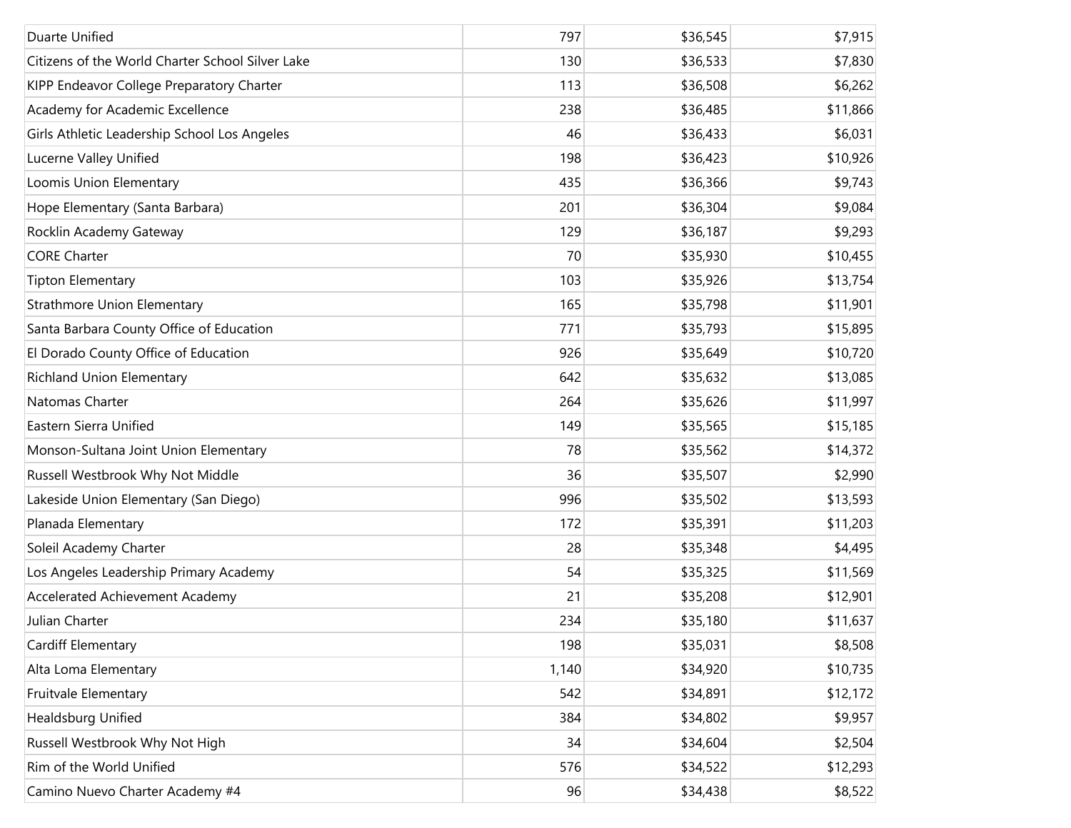| | | | |
|---|---|---|---|
| Duarte Unified | 797 | $36,545 | $7,915 |
| Citizens of the World Charter School Silver Lake | 130 | $36,533 | $7,830 |
| KIPP Endeavor College Preparatory Charter | 113 | $36,508 | $6,262 |
| Academy for Academic Excellence | 238 | $36,485 | $11,866 |
| Girls Athletic Leadership School Los Angeles | 46 | $36,433 | $6,031 |
| Lucerne Valley Unified | 198 | $36,423 | $10,926 |
| Loomis Union Elementary | 435 | $36,366 | $9,743 |
| Hope Elementary (Santa Barbara) | 201 | $36,304 | $9,084 |
| Rocklin Academy Gateway | 129 | $36,187 | $9,293 |
| CORE Charter | 70 | $35,930 | $10,455 |
| Tipton Elementary | 103 | $35,926 | $13,754 |
| Strathmore Union Elementary | 165 | $35,798 | $11,901 |
| Santa Barbara County Office of Education | 771 | $35,793 | $15,895 |
| El Dorado County Office of Education | 926 | $35,649 | $10,720 |
| Richland Union Elementary | 642 | $35,632 | $13,085 |
| Natomas Charter | 264 | $35,626 | $11,997 |
| Eastern Sierra Unified | 149 | $35,565 | $15,185 |
| Monson-Sultana Joint Union Elementary | 78 | $35,562 | $14,372 |
| Russell Westbrook Why Not Middle | 36 | $35,507 | $2,990 |
| Lakeside Union Elementary (San Diego) | 996 | $35,502 | $13,593 |
| Planada Elementary | 172 | $35,391 | $11,203 |
| Soleil Academy Charter | 28 | $35,348 | $4,495 |
| Los Angeles Leadership Primary Academy | 54 | $35,325 | $11,569 |
| Accelerated Achievement Academy | 21 | $35,208 | $12,901 |
| Julian Charter | 234 | $35,180 | $11,637 |
| Cardiff Elementary | 198 | $35,031 | $8,508 |
| Alta Loma Elementary | 1,140 | $34,920 | $10,735 |
| Fruitvale Elementary | 542 | $34,891 | $12,172 |
| Healdsburg Unified | 384 | $34,802 | $9,957 |
| Russell Westbrook Why Not High | 34 | $34,604 | $2,504 |
| Rim of the World Unified | 576 | $34,522 | $12,293 |
| Camino Nuevo Charter Academy #4 | 96 | $34,438 | $8,522 |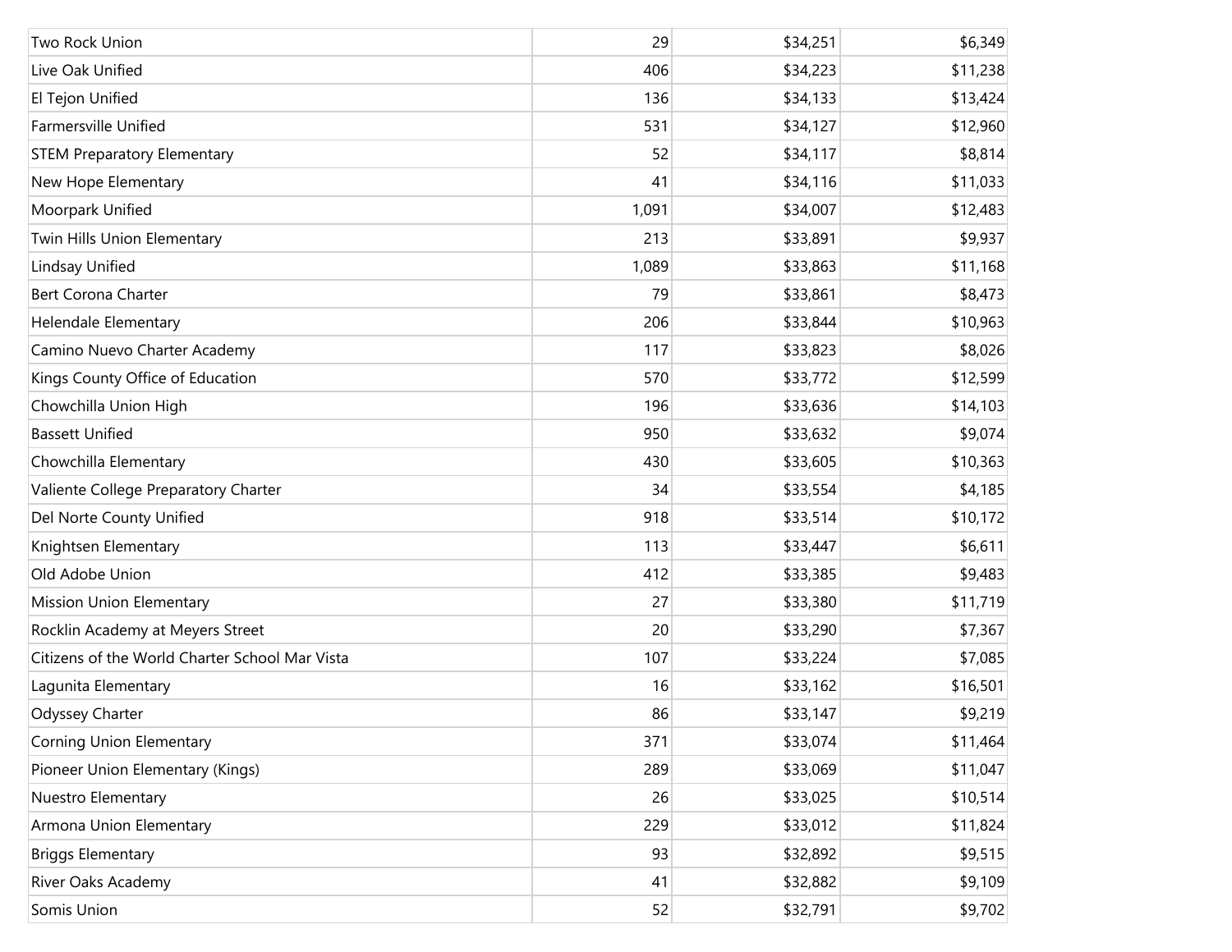| | | | |
|---|---|---|---|
| Two Rock Union | 29 | $34,251 | $6,349 |
| Live Oak Unified | 406 | $34,223 | $11,238 |
| El Tejon Unified | 136 | $34,133 | $13,424 |
| Farmersville Unified | 531 | $34,127 | $12,960 |
| STEM Preparatory Elementary | 52 | $34,117 | $8,814 |
| New Hope Elementary | 41 | $34,116 | $11,033 |
| Moorpark Unified | 1,091 | $34,007 | $12,483 |
| Twin Hills Union Elementary | 213 | $33,891 | $9,937 |
| Lindsay Unified | 1,089 | $33,863 | $11,168 |
| Bert Corona Charter | 79 | $33,861 | $8,473 |
| Helendale Elementary | 206 | $33,844 | $10,963 |
| Camino Nuevo Charter Academy | 117 | $33,823 | $8,026 |
| Kings County Office of Education | 570 | $33,772 | $12,599 |
| Chowchilla Union High | 196 | $33,636 | $14,103 |
| Bassett Unified | 950 | $33,632 | $9,074 |
| Chowchilla Elementary | 430 | $33,605 | $10,363 |
| Valiente College Preparatory Charter | 34 | $33,554 | $4,185 |
| Del Norte County Unified | 918 | $33,514 | $10,172 |
| Knightsen Elementary | 113 | $33,447 | $6,611 |
| Old Adobe Union | 412 | $33,385 | $9,483 |
| Mission Union Elementary | 27 | $33,380 | $11,719 |
| Rocklin Academy at Meyers Street | 20 | $33,290 | $7,367 |
| Citizens of the World Charter School Mar Vista | 107 | $33,224 | $7,085 |
| Lagunita Elementary | 16 | $33,162 | $16,501 |
| Odyssey Charter | 86 | $33,147 | $9,219 |
| Corning Union Elementary | 371 | $33,074 | $11,464 |
| Pioneer Union Elementary (Kings) | 289 | $33,069 | $11,047 |
| Nuestro Elementary | 26 | $33,025 | $10,514 |
| Armona Union Elementary | 229 | $33,012 | $11,824 |
| Briggs Elementary | 93 | $32,892 | $9,515 |
| River Oaks Academy | 41 | $32,882 | $9,109 |
| Somis Union | 52 | $32,791 | $9,702 |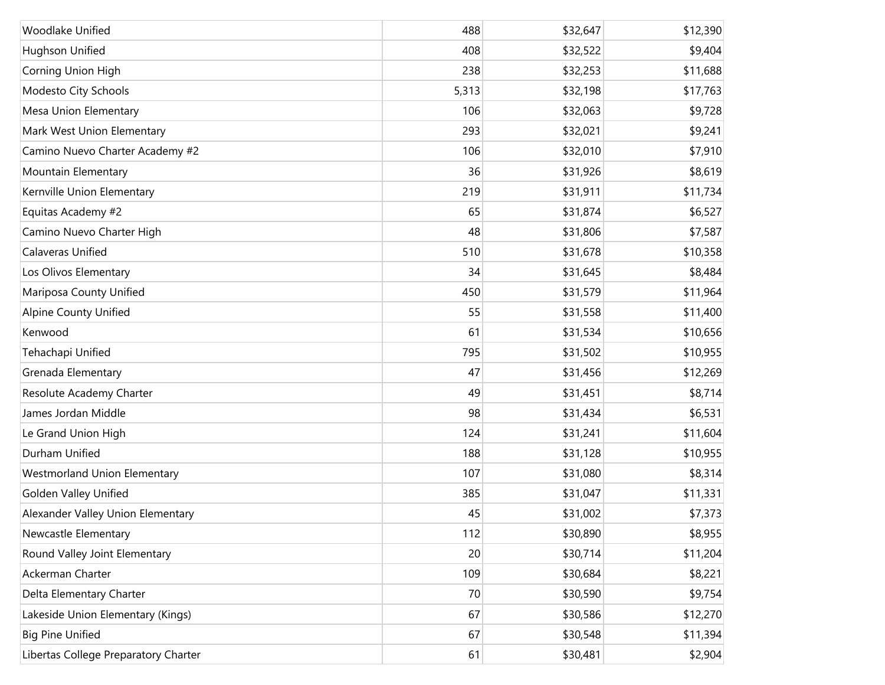| | | | |
|---|---|---|---|
| Woodlake Unified | 488 | $32,647 | $12,390 |
| Hughson Unified | 408 | $32,522 | $9,404 |
| Corning Union High | 238 | $32,253 | $11,688 |
| Modesto City Schools | 5,313 | $32,198 | $17,763 |
| Mesa Union Elementary | 106 | $32,063 | $9,728 |
| Mark West Union Elementary | 293 | $32,021 | $9,241 |
| Camino Nuevo Charter Academy #2 | 106 | $32,010 | $7,910 |
| Mountain Elementary | 36 | $31,926 | $8,619 |
| Kernville Union Elementary | 219 | $31,911 | $11,734 |
| Equitas Academy #2 | 65 | $31,874 | $6,527 |
| Camino Nuevo Charter High | 48 | $31,806 | $7,587 |
| Calaveras Unified | 510 | $31,678 | $10,358 |
| Los Olivos Elementary | 34 | $31,645 | $8,484 |
| Mariposa County Unified | 450 | $31,579 | $11,964 |
| Alpine County Unified | 55 | $31,558 | $11,400 |
| Kenwood | 61 | $31,534 | $10,656 |
| Tehachapi Unified | 795 | $31,502 | $10,955 |
| Grenada Elementary | 47 | $31,456 | $12,269 |
| Resolute Academy Charter | 49 | $31,451 | $8,714 |
| James Jordan Middle | 98 | $31,434 | $6,531 |
| Le Grand Union High | 124 | $31,241 | $11,604 |
| Durham Unified | 188 | $31,128 | $10,955 |
| Westmorland Union Elementary | 107 | $31,080 | $8,314 |
| Golden Valley Unified | 385 | $31,047 | $11,331 |
| Alexander Valley Union Elementary | 45 | $31,002 | $7,373 |
| Newcastle Elementary | 112 | $30,890 | $8,955 |
| Round Valley Joint Elementary | 20 | $30,714 | $11,204 |
| Ackerman Charter | 109 | $30,684 | $8,221 |
| Delta Elementary Charter | 70 | $30,590 | $9,754 |
| Lakeside Union Elementary (Kings) | 67 | $30,586 | $12,270 |
| Big Pine Unified | 67 | $30,548 | $11,394 |
| Libertas College Preparatory Charter | 61 | $30,481 | $2,904 |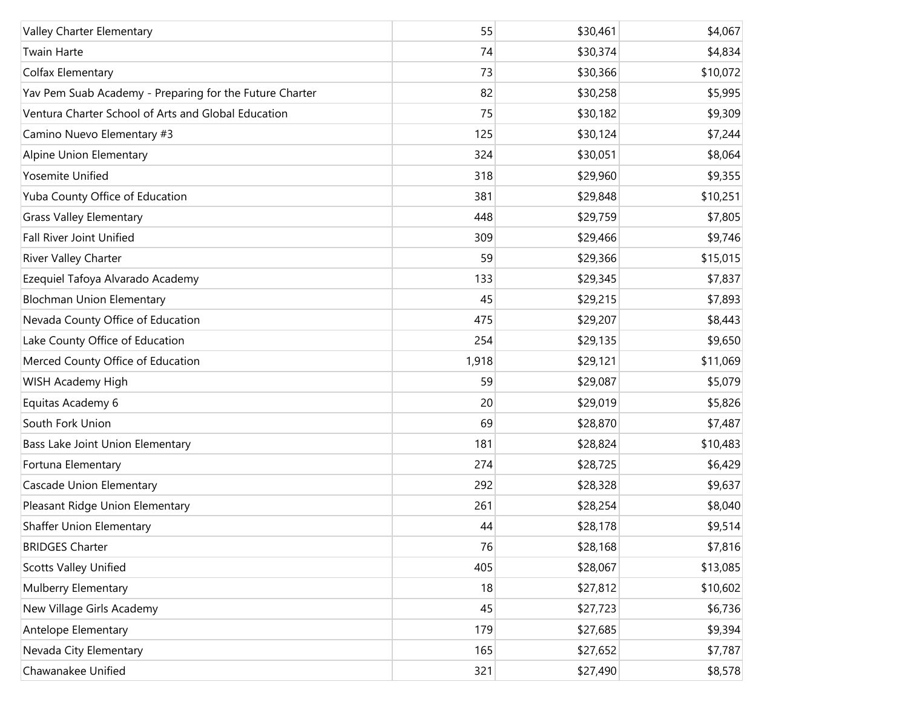| | | | |
|---|---|---|---|
| Valley Charter Elementary | 55 | $30,461 | $4,067 |
| Twain Harte | 74 | $30,374 | $4,834 |
| Colfax Elementary | 73 | $30,366 | $10,072 |
| Yav Pem Suab Academy - Preparing for the Future Charter | 82 | $30,258 | $5,995 |
| Ventura Charter School of Arts and Global Education | 75 | $30,182 | $9,309 |
| Camino Nuevo Elementary #3 | 125 | $30,124 | $7,244 |
| Alpine Union Elementary | 324 | $30,051 | $8,064 |
| Yosemite Unified | 318 | $29,960 | $9,355 |
| Yuba County Office of Education | 381 | $29,848 | $10,251 |
| Grass Valley Elementary | 448 | $29,759 | $7,805 |
| Fall River Joint Unified | 309 | $29,466 | $9,746 |
| River Valley Charter | 59 | $29,366 | $15,015 |
| Ezequiel Tafoya Alvarado Academy | 133 | $29,345 | $7,837 |
| Blochman Union Elementary | 45 | $29,215 | $7,893 |
| Nevada County Office of Education | 475 | $29,207 | $8,443 |
| Lake County Office of Education | 254 | $29,135 | $9,650 |
| Merced County Office of Education | 1,918 | $29,121 | $11,069 |
| WISH Academy High | 59 | $29,087 | $5,079 |
| Equitas Academy 6 | 20 | $29,019 | $5,826 |
| South Fork Union | 69 | $28,870 | $7,487 |
| Bass Lake Joint Union Elementary | 181 | $28,824 | $10,483 |
| Fortuna Elementary | 274 | $28,725 | $6,429 |
| Cascade Union Elementary | 292 | $28,328 | $9,637 |
| Pleasant Ridge Union Elementary | 261 | $28,254 | $8,040 |
| Shaffer Union Elementary | 44 | $28,178 | $9,514 |
| BRIDGES Charter | 76 | $28,168 | $7,816 |
| Scotts Valley Unified | 405 | $28,067 | $13,085 |
| Mulberry Elementary | 18 | $27,812 | $10,602 |
| New Village Girls Academy | 45 | $27,723 | $6,736 |
| Antelope Elementary | 179 | $27,685 | $9,394 |
| Nevada City Elementary | 165 | $27,652 | $7,787 |
| Chawanakee Unified | 321 | $27,490 | $8,578 |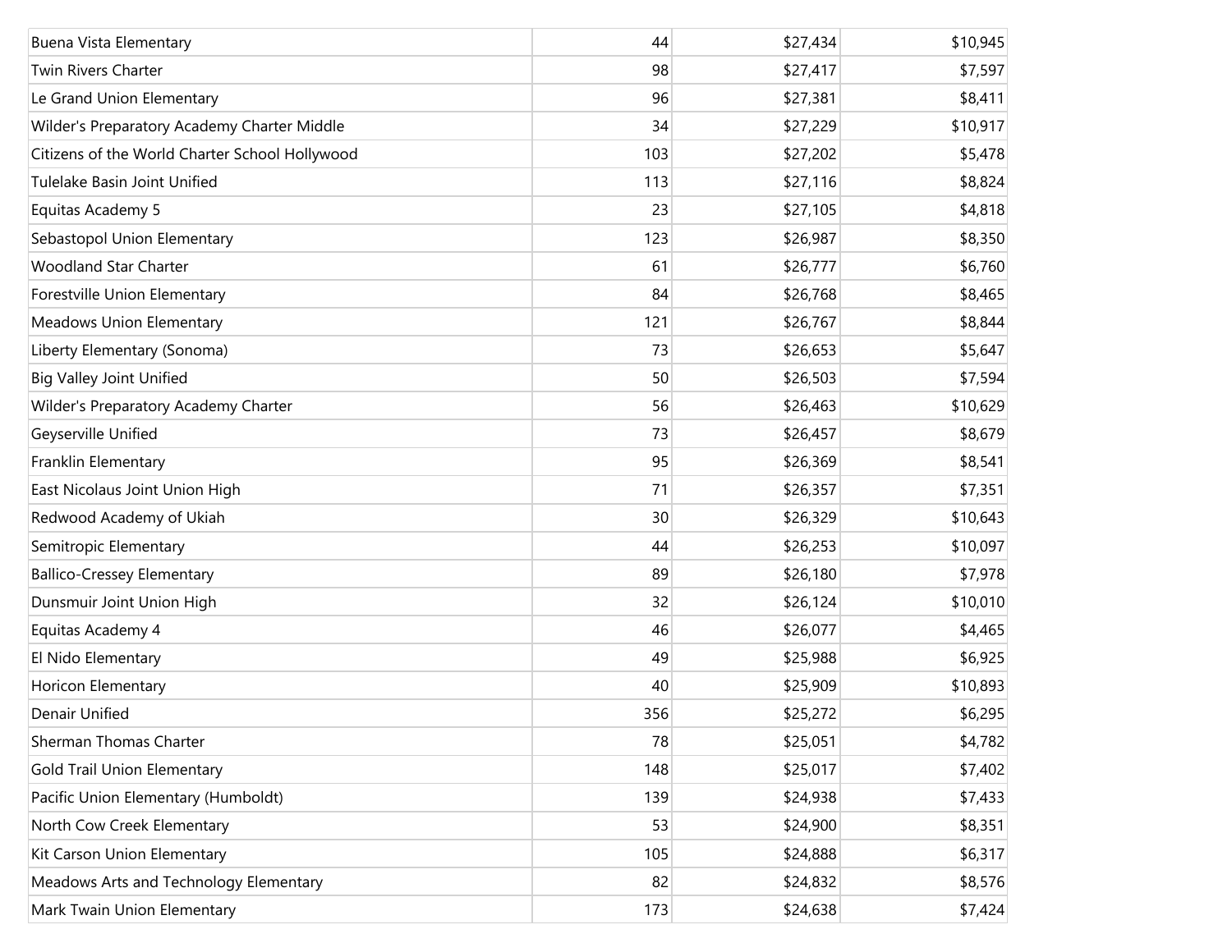| | | | |
|---|---|---|---|
| Buena Vista Elementary | 44 | $27,434 | $10,945 |
| Twin Rivers Charter | 98 | $27,417 | $7,597 |
| Le Grand Union Elementary | 96 | $27,381 | $8,411 |
| Wilder's Preparatory Academy Charter Middle | 34 | $27,229 | $10,917 |
| Citizens of the World Charter School Hollywood | 103 | $27,202 | $5,478 |
| Tulelake Basin Joint Unified | 113 | $27,116 | $8,824 |
| Equitas Academy 5 | 23 | $27,105 | $4,818 |
| Sebastopol Union Elementary | 123 | $26,987 | $8,350 |
| Woodland Star Charter | 61 | $26,777 | $6,760 |
| Forestville Union Elementary | 84 | $26,768 | $8,465 |
| Meadows Union Elementary | 121 | $26,767 | $8,844 |
| Liberty Elementary (Sonoma) | 73 | $26,653 | $5,647 |
| Big Valley Joint Unified | 50 | $26,503 | $7,594 |
| Wilder's Preparatory Academy Charter | 56 | $26,463 | $10,629 |
| Geyserville Unified | 73 | $26,457 | $8,679 |
| Franklin Elementary | 95 | $26,369 | $8,541 |
| East Nicolaus Joint Union High | 71 | $26,357 | $7,351 |
| Redwood Academy of Ukiah | 30 | $26,329 | $10,643 |
| Semitropic Elementary | 44 | $26,253 | $10,097 |
| Ballico-Cressey Elementary | 89 | $26,180 | $7,978 |
| Dunsmuir Joint Union High | 32 | $26,124 | $10,010 |
| Equitas Academy 4 | 46 | $26,077 | $4,465 |
| El Nido Elementary | 49 | $25,988 | $6,925 |
| Horicon Elementary | 40 | $25,909 | $10,893 |
| Denair Unified | 356 | $25,272 | $6,295 |
| Sherman Thomas Charter | 78 | $25,051 | $4,782 |
| Gold Trail Union Elementary | 148 | $25,017 | $7,402 |
| Pacific Union Elementary (Humboldt) | 139 | $24,938 | $7,433 |
| North Cow Creek Elementary | 53 | $24,900 | $8,351 |
| Kit Carson Union Elementary | 105 | $24,888 | $6,317 |
| Meadows Arts and Technology Elementary | 82 | $24,832 | $8,576 |
| Mark Twain Union Elementary | 173 | $24,638 | $7,424 |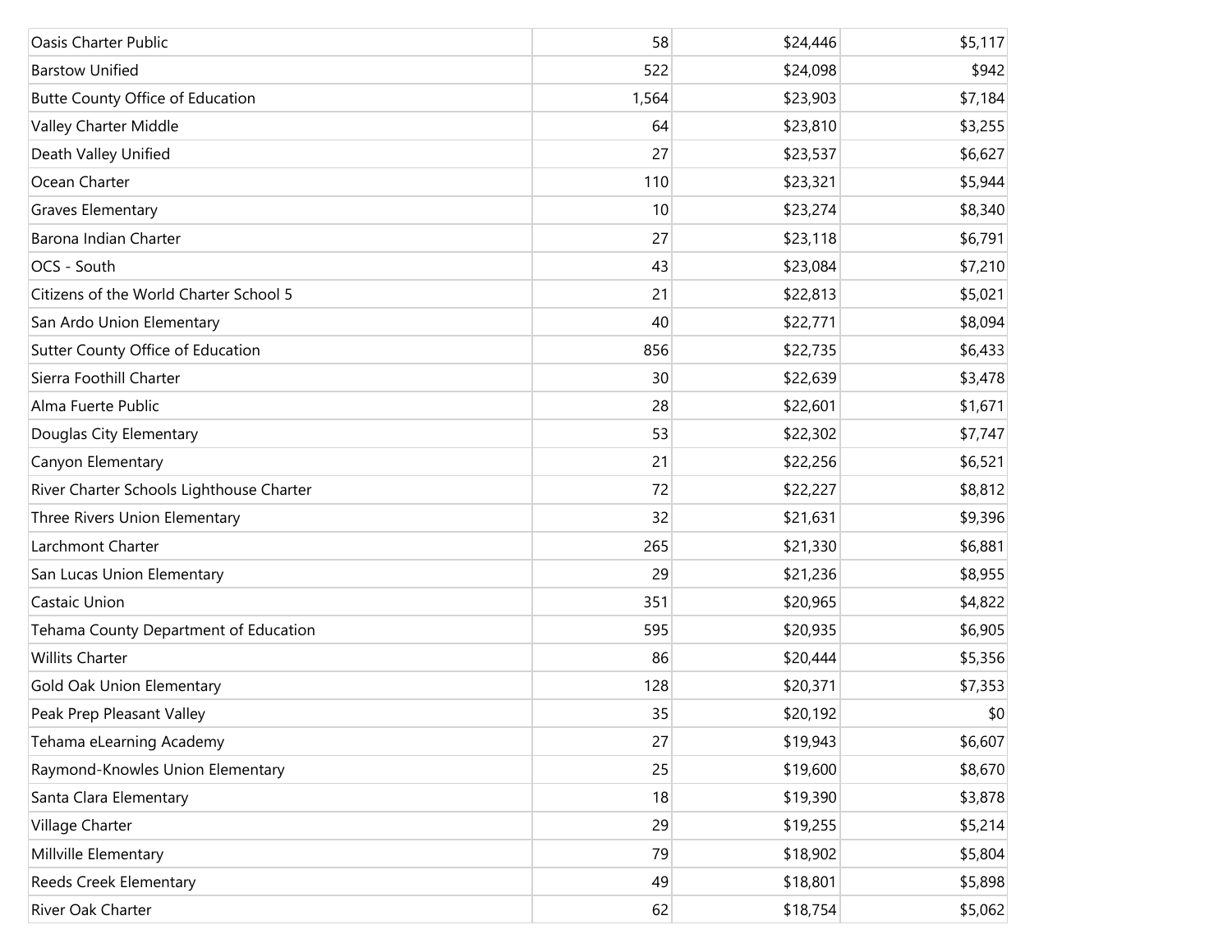| | | | |
|---|---:|---:|---:|
| Oasis Charter Public | 58 | $24,446 | $5,117 |
| Barstow Unified | 522 | $24,098 | $942 |
| Butte County Office of Education | 1,564 | $23,903 | $7,184 |
| Valley Charter Middle | 64 | $23,810 | $3,255 |
| Death Valley Unified | 27 | $23,537 | $6,627 |
| Ocean Charter | 110 | $23,321 | $5,944 |
| Graves Elementary | 10 | $23,274 | $8,340 |
| Barona Indian Charter | 27 | $23,118 | $6,791 |
| OCS - South | 43 | $23,084 | $7,210 |
| Citizens of the World Charter School 5 | 21 | $22,813 | $5,021 |
| San Ardo Union Elementary | 40 | $22,771 | $8,094 |
| Sutter County Office of Education | 856 | $22,735 | $6,433 |
| Sierra Foothill Charter | 30 | $22,639 | $3,478 |
| Alma Fuerte Public | 28 | $22,601 | $1,671 |
| Douglas City Elementary | 53 | $22,302 | $7,747 |
| Canyon Elementary | 21 | $22,256 | $6,521 |
| River Charter Schools Lighthouse Charter | 72 | $22,227 | $8,812 |
| Three Rivers Union Elementary | 32 | $21,631 | $9,396 |
| Larchmont Charter | 265 | $21,330 | $6,881 |
| San Lucas Union Elementary | 29 | $21,236 | $8,955 |
| Castaic Union | 351 | $20,965 | $4,822 |
| Tehama County Department of Education | 595 | $20,935 | $6,905 |
| Willits Charter | 86 | $20,444 | $5,356 |
| Gold Oak Union Elementary | 128 | $20,371 | $7,353 |
| Peak Prep Pleasant Valley | 35 | $20,192 | $0 |
| Tehama eLearning Academy | 27 | $19,943 | $6,607 |
| Raymond-Knowles Union Elementary | 25 | $19,600 | $8,670 |
| Santa Clara Elementary | 18 | $19,390 | $3,878 |
| Village Charter | 29 | $19,255 | $5,214 |
| Millville Elementary | 79 | $18,902 | $5,804 |
| Reeds Creek Elementary | 49 | $18,801 | $5,898 |
| River Oak Charter | 62 | $18,754 | $5,062 |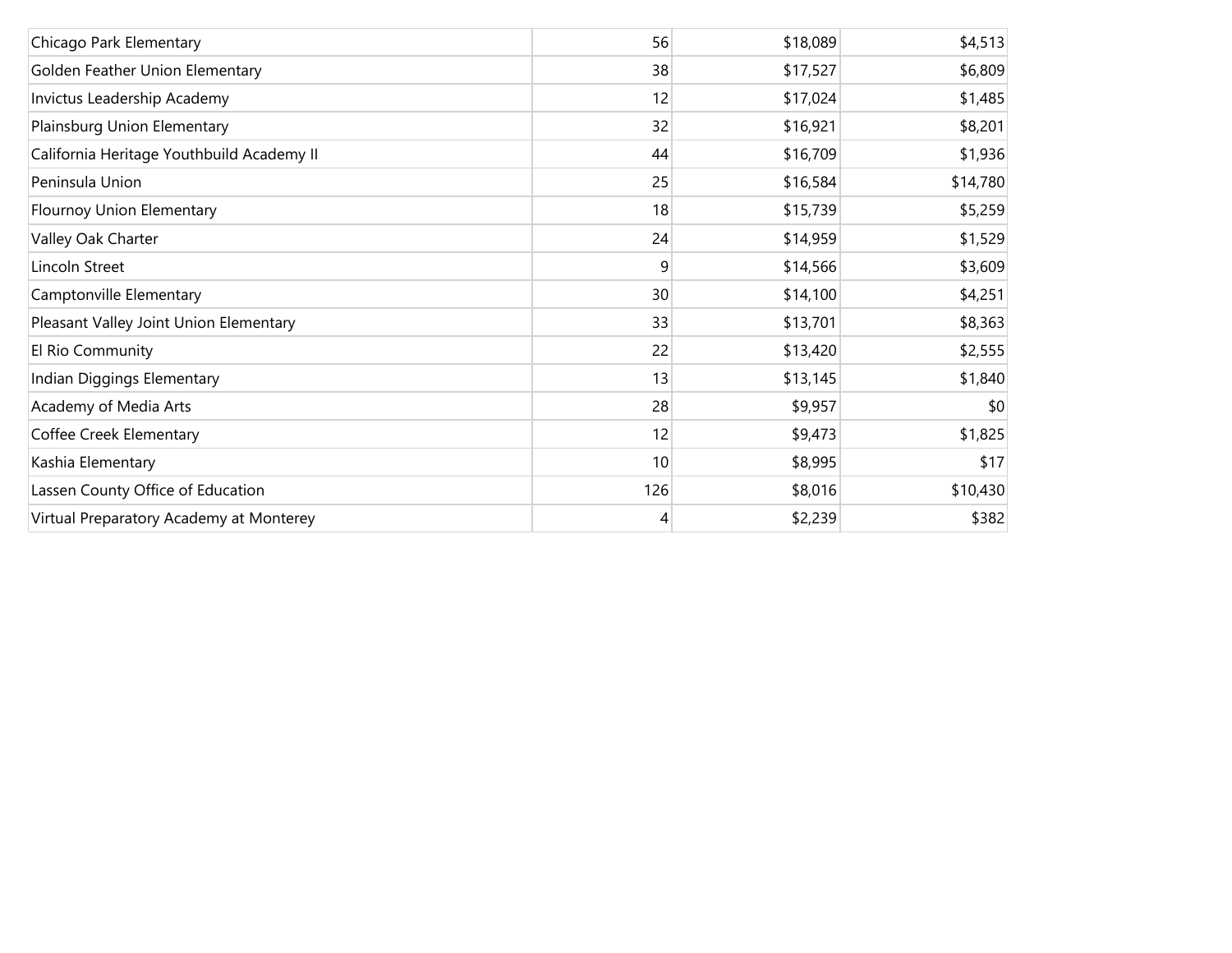| | | | |
|---|---|---|---|
| Chicago Park Elementary | 56 | $18,089 | $4,513 |
| Golden Feather Union Elementary | 38 | $17,527 | $6,809 |
| Invictus Leadership Academy | 12 | $17,024 | $1,485 |
| Plainsburg Union Elementary | 32 | $16,921 | $8,201 |
| California Heritage Youthbuild Academy II | 44 | $16,709 | $1,936 |
| Peninsula Union | 25 | $16,584 | $14,780 |
| Flournoy Union Elementary | 18 | $15,739 | $5,259 |
| Valley Oak Charter | 24 | $14,959 | $1,529 |
| Lincoln Street | 9 | $14,566 | $3,609 |
| Camptonville Elementary | 30 | $14,100 | $4,251 |
| Pleasant Valley Joint Union Elementary | 33 | $13,701 | $8,363 |
| El Rio Community | 22 | $13,420 | $2,555 |
| Indian Diggings Elementary | 13 | $13,145 | $1,840 |
| Academy of Media Arts | 28 | $9,957 | $0 |
| Coffee Creek Elementary | 12 | $9,473 | $1,825 |
| Kashia Elementary | 10 | $8,995 | $17 |
| Lassen County Office of Education | 126 | $8,016 | $10,430 |
| Virtual Preparatory Academy at Monterey | 4 | $2,239 | $382 |